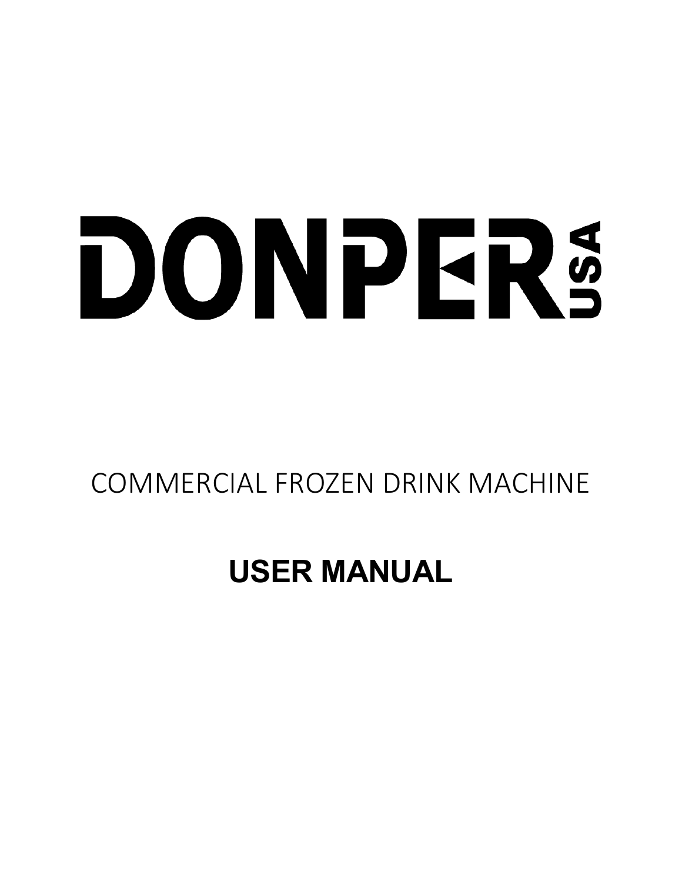# DONPER USA

COMMERCIAL FROZEN DRINK MACHINE

## USER MANUAL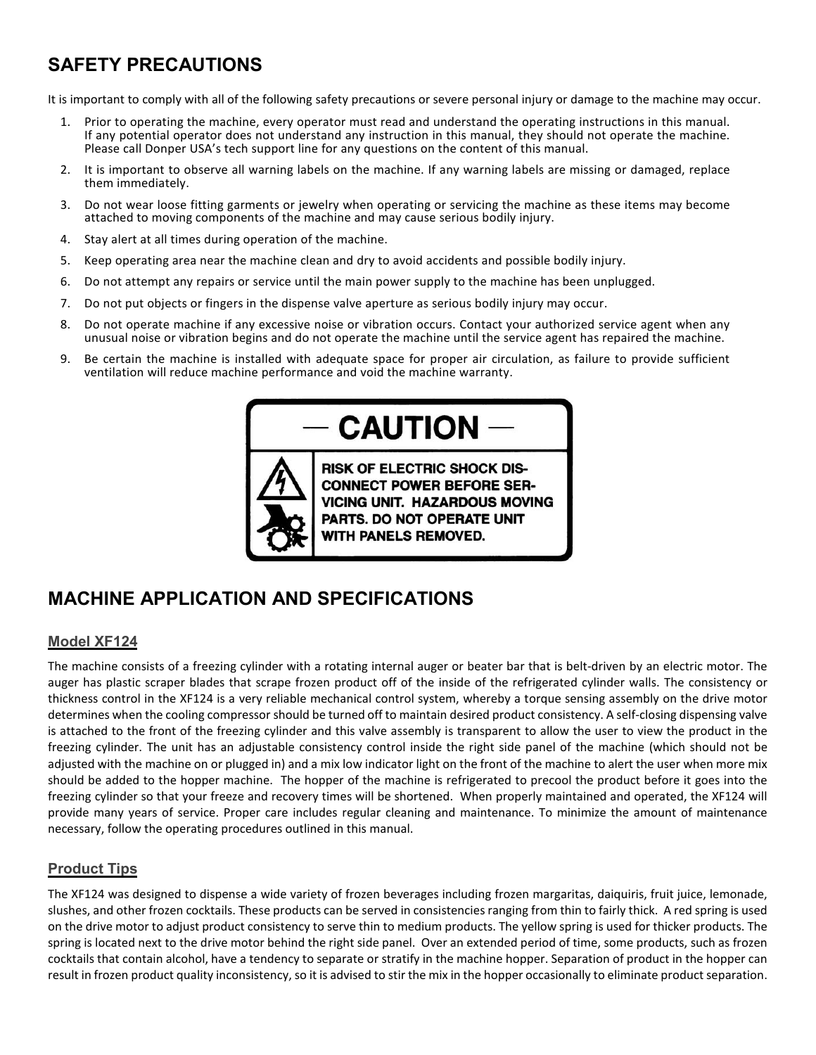## SAFETY PRECAUTIONS

It is important to comply with all of the following safety precautions or severe personal injury or damage to the machine may occur.

1. Prior to operating the machine, every operator must read and understand the operating instructions in this manual. If any potential operator does not understand any instruction in this manual, they should not operate the machine. Please call Donper USA's tech support line for any questions on the content of this manual.
2. It is important to observe all warning labels on the machine. If any warning labels are missing or damaged, replace them immediately.
3. Do not wear loose fitting garments or jewelry when operating or servicing the machine as these items may become attached to moving components of the machine and may cause serious bodily injury.
4. Stay alert at all times during operation of the machine.
5. Keep operating area near the machine clean and dry to avoid accidents and possible bodily injury.
6. Do not attempt any repairs or service until the main power supply to the machine has been unplugged.
7. Do not put objects or fingers in the dispense valve aperture as serious bodily injury may occur.
8. Do not operate machine if any excessive noise or vibration occurs. Contact your authorized service agent when any unusual noise or vibration begins and do not operate the machine until the service agent has repaired the machine.
9. Be certain the machine is installed with adequate space for proper air circulation, as failure to provide sufficient ventilation will reduce machine performance and void the machine warranty.

**— CAUTION —**

**RISK OF ELECTRIC SHOCK DISCONNECT POWER BEFORE SERVICING UNIT. HAZARDOUS MOVING PARTS. DO NOT OPERATE UNIT WITH PANELS REMOVED.**

## MACHINE APPLICATION AND SPECIFICATIONS

### Model XF124

The machine consists of a freezing cylinder with a rotating internal auger or beater bar that is belt-driven by an electric motor. The auger has plastic scraper blades that scrape frozen product off of the inside of the refrigerated cylinder walls. The consistency or thickness control in the XF124 is a very reliable mechanical control system, whereby a torque sensing assembly on the drive motor determines when the cooling compressor should be turned off to maintain desired product consistency. A self-closing dispensing valve is attached to the front of the freezing cylinder and this valve assembly is transparent to allow the user to view the product in the freezing cylinder. The unit has an adjustable consistency control inside the right side panel of the machine (which should not be adjusted with the machine on or plugged in) and a mix low indicator light on the front of the machine to alert the user when more mix should be added to the hopper machine. The hopper of the machine is refrigerated to precool the product before it goes into the freezing cylinder so that your freeze and recovery times will be shortened. When properly maintained and operated, the XF124 will provide many years of service. Proper care includes regular cleaning and maintenance. To minimize the amount of maintenance necessary, follow the operating procedures outlined in this manual.

### Product Tips

The XF124 was designed to dispense a wide variety of frozen beverages including frozen margaritas, daiquiris, fruit juice, lemonade, slushes, and other frozen cocktails. These products can be served in consistencies ranging from thin to fairly thick. A red spring is used on the drive motor to adjust product consistency to serve thin to medium products. The yellow spring is used for thicker products. The spring is located next to the drive motor behind the right side panel. Over an extended period of time, some products, such as frozen cocktails that contain alcohol, have a tendency to separate or stratify in the machine hopper. Separation of product in the hopper can result in frozen product quality inconsistency, so it is advised to stir the mix in the hopper occasionally to eliminate product separation.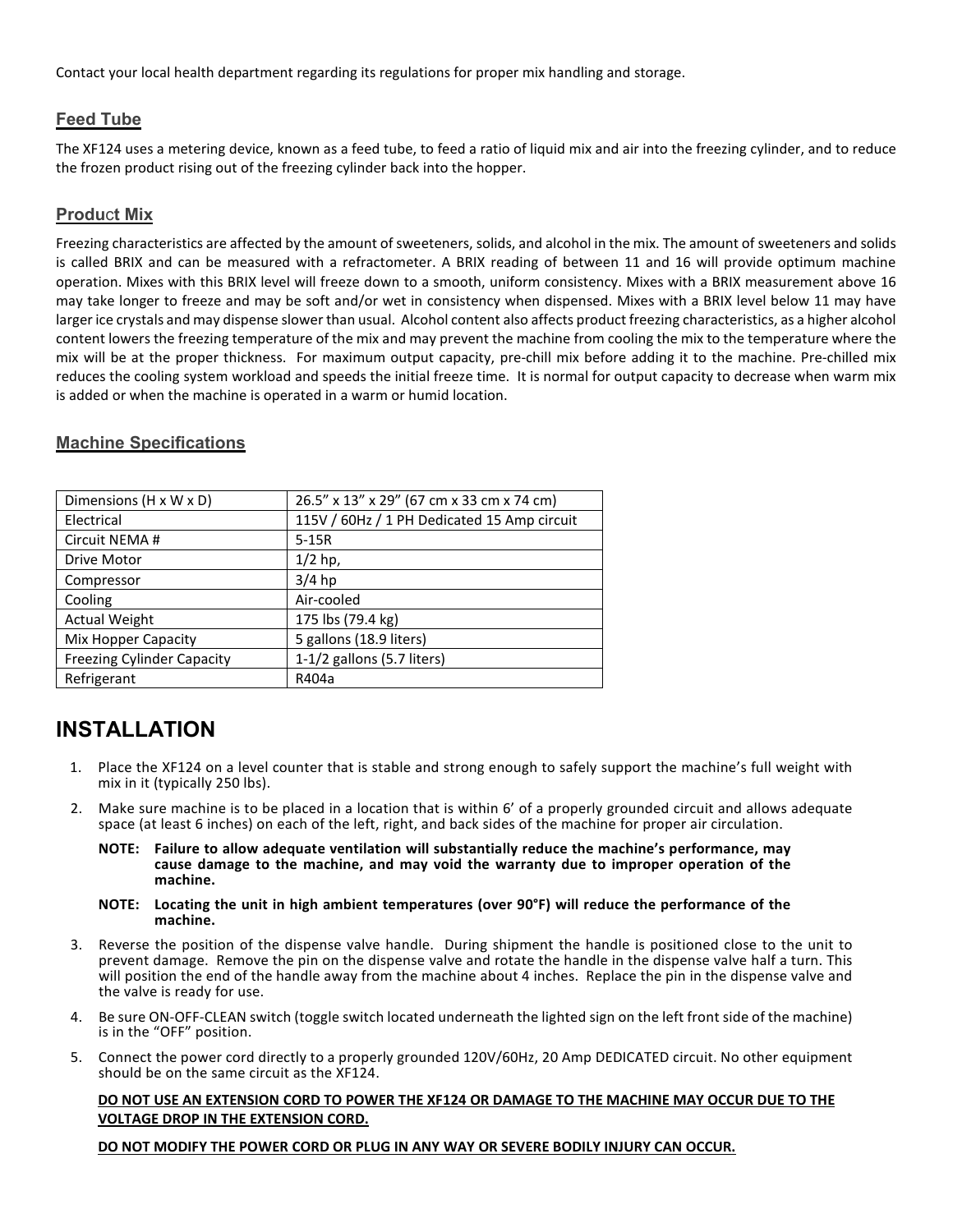Contact your local health department regarding its regulations for proper mix handling and storage.

### Feed Tube

The XF124 uses a metering device, known as a feed tube, to feed a ratio of liquid mix and air into the freezing cylinder, and to reduce the frozen product rising out of the freezing cylinder back into the hopper.

### Product Mix

Freezing characteristics are affected by the amount of sweeteners, solids, and alcohol in the mix. The amount of sweeteners and solids is called BRIX and can be measured with a refractometer. A BRIX reading of between 11 and 16 will provide optimum machine operation. Mixes with this BRIX level will freeze down to a smooth, uniform consistency. Mixes with a BRIX measurement above 16 may take longer to freeze and may be soft and/or wet in consistency when dispensed. Mixes with a BRIX level below 11 may have larger ice crystals and may dispense slower than usual. Alcohol content also affects product freezing characteristics, as a higher alcohol content lowers the freezing temperature of the mix and may prevent the machine from cooling the mix to the temperature where the mix will be at the proper thickness. For maximum output capacity, pre-chill mix before adding it to the machine. Pre-chilled mix reduces the cooling system workload and speeds the initial freeze time. It is normal for output capacity to decrease when warm mix is added or when the machine is operated in a warm or humid location.

### Machine Specifications

| | |
|---|---|
| Dimensions (H x W x D) | 26.5” x 13” x 29” (67 cm x 33 cm x 74 cm) |
| Electrical | 115V / 60Hz / 1 PH Dedicated 15 Amp circuit |
| Circuit NEMA # | 5-15R |
| Drive Motor | 1/2 hp, |
| Compressor | 3/4 hp |
| Cooling | Air-cooled |
| Actual Weight | 175 lbs (79.4 kg) |
| Mix Hopper Capacity | 5 gallons (18.9 liters) |
| Freezing Cylinder Capacity | 1-1/2 gallons (5.7 liters) |
| Refrigerant | R404a |

## INSTALLATION

1. Place the XF124 on a level counter that is stable and strong enough to safely support the machine’s full weight with mix in it (typically 250 lbs).
2. Make sure machine is to be placed in a location that is within 6’ of a properly grounded circuit and allows adequate space (at least 6 inches) on each of the left, right, and back sides of the machine for proper air circulation.

   **NOTE: Failure to allow adequate ventilation will substantially reduce the machine’s performance, may cause damage to the machine, and may void the warranty due to improper operation of the machine.**

   **NOTE: Locating the unit in high ambient temperatures (over 90°F) will reduce the performance of the machine.**
3. Reverse the position of the dispense valve handle. During shipment the handle is positioned close to the unit to prevent damage. Remove the pin on the dispense valve and rotate the handle in the dispense valve half a turn. This will position the end of the handle away from the machine about 4 inches. Replace the pin in the dispense valve and the valve is ready for use.
4. Be sure ON-OFF-CLEAN switch (toggle switch located underneath the lighted sign on the left front side of the machine) is in the “OFF” position.
5. Connect the power cord directly to a properly grounded 120V/60Hz, 20 Amp DEDICATED circuit. No other equipment should be on the same circuit as the XF124.

   **DO NOT USE AN EXTENSION CORD TO POWER THE XF124 OR DAMAGE TO THE MACHINE MAY OCCUR DUE TO THE VOLTAGE DROP IN THE EXTENSION CORD.**

   **DO NOT MODIFY THE POWER CORD OR PLUG IN ANY WAY OR SEVERE BODILY INJURY CAN OCCUR.**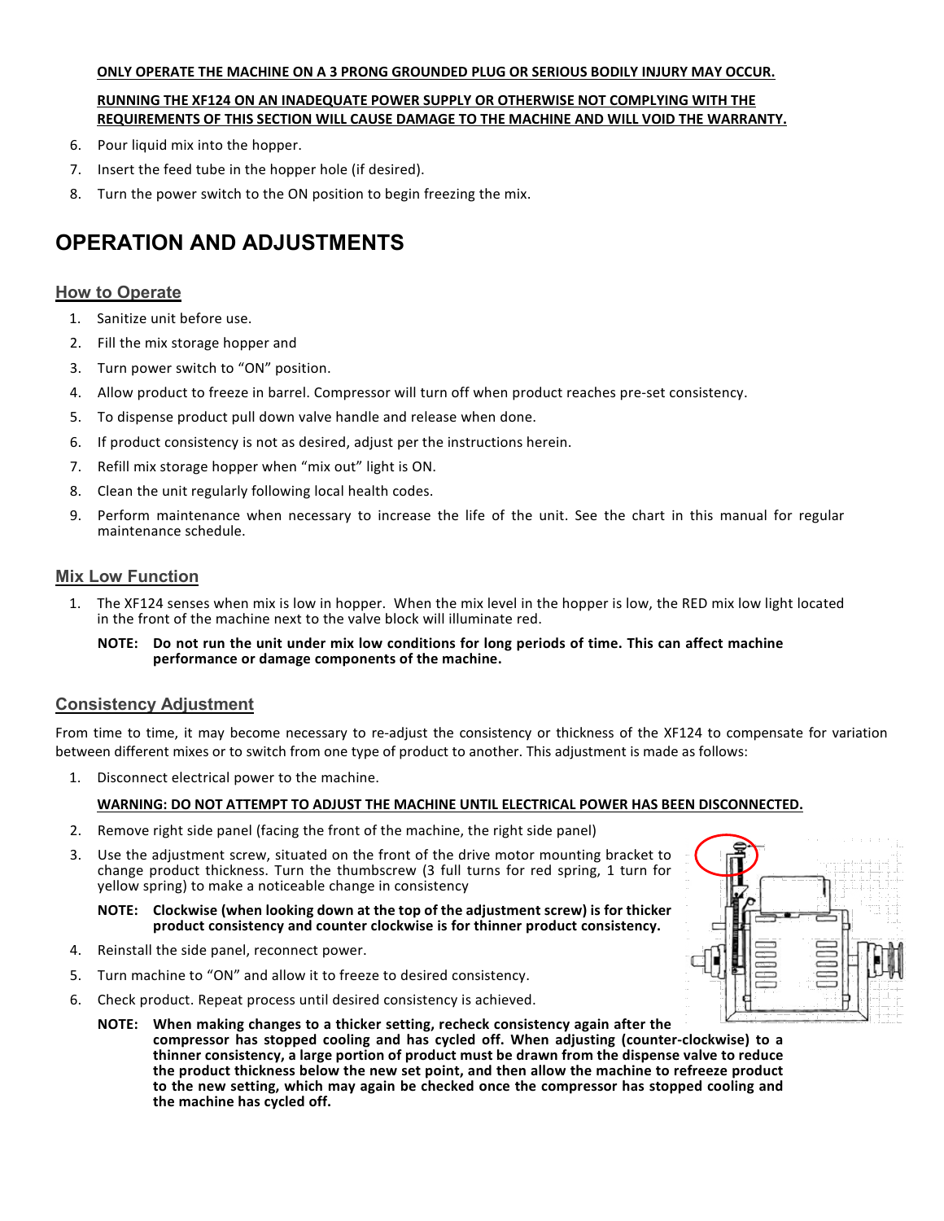**ONLY OPERATE THE MACHINE ON A 3 PRONG GROUNDED PLUG OR SERIOUS BODILY INJURY MAY OCCUR.**

**RUNNING THE XF124 ON AN INADEQUATE POWER SUPPLY OR OTHERWISE NOT COMPLYING WITH THE REQUIREMENTS OF THIS SECTION WILL CAUSE DAMAGE TO THE MACHINE AND WILL VOID THE WARRANTY.**

6. Pour liquid mix into the hopper.
7. Insert the feed tube in the hopper hole (if desired).
8. Turn the power switch to the ON position to begin freezing the mix.

# OPERATION AND ADJUSTMENTS

## How to Operate

1. Sanitize unit before use.
2. Fill the mix storage hopper and
3. Turn power switch to "ON" position.
4. Allow product to freeze in barrel. Compressor will turn off when product reaches pre-set consistency.
5. To dispense product pull down valve handle and release when done.
6. If product consistency is not as desired, adjust per the instructions herein.
7. Refill mix storage hopper when "mix out" light is ON.
8. Clean the unit regularly following local health codes.
9. Perform maintenance when necessary to increase the life of the unit. See the chart in this manual for regular maintenance schedule.

## Mix Low Function

1. The XF124 senses when mix is low in hopper. When the mix level in the hopper is low, the RED mix low light located in the front of the machine next to the valve block will illuminate red.

   **NOTE: Do not run the unit under mix low conditions for long periods of time. This can affect machine performance or damage components of the machine.**

## Consistency Adjustment

From time to time, it may become necessary to re-adjust the consistency or thickness of the XF124 to compensate for variation between different mixes or to switch from one type of product to another. This adjustment is made as follows:

1. Disconnect electrical power to the machine.

   **WARNING: DO NOT ATTEMPT TO ADJUST THE MACHINE UNTIL ELECTRICAL POWER HAS BEEN DISCONNECTED.**

2. Remove right side panel (facing the front of the machine, the right side panel)
3. Use the adjustment screw, situated on the front of the drive motor mounting bracket to change product thickness. Turn the thumbscrew (3 full turns for red spring, 1 turn for yellow spring) to make a noticeable change in consistency

   **NOTE: Clockwise (when looking down at the top of the adjustment screw) is for thicker product consistency and counter clockwise is for thinner product consistency.**

4. Reinstall the side panel, reconnect power.
5. Turn machine to "ON" and allow it to freeze to desired consistency.
6. Check product. Repeat process until desired consistency is achieved.

   **NOTE: When making changes to a thicker setting, recheck consistency again after the compressor has stopped cooling and has cycled off. When adjusting (counter-clockwise) to a thinner consistency, a large portion of product must be drawn from the dispense valve to reduce the product thickness below the new set point, and then allow the machine to refreeze product to the new setting, which may again be checked once the compressor has stopped cooling and the machine has cycled off.**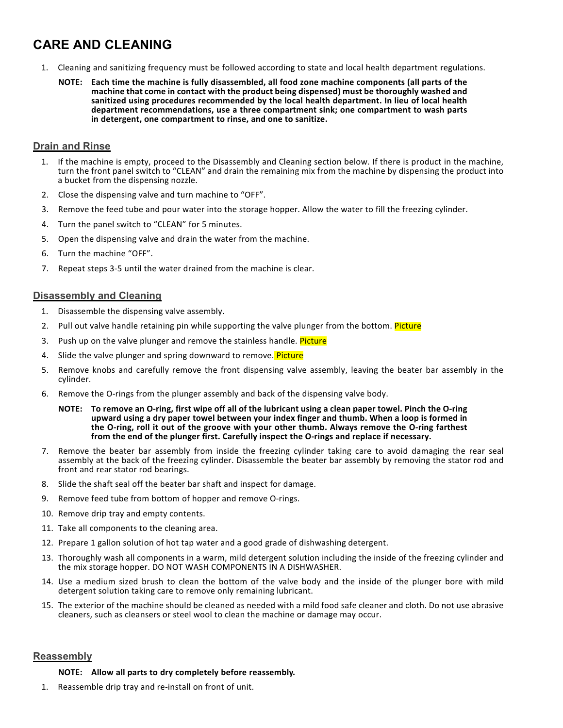# CARE AND CLEANING

1. Cleaning and sanitizing frequency must be followed according to state and local health department regulations.

   **NOTE: Each time the machine is fully disassembled, all food zone machine components (all parts of the machine that come in contact with the product being dispensed) must be thoroughly washed and sanitized using procedures recommended by the local health department. In lieu of local health department recommendations, use a three compartment sink; one compartment to wash parts in detergent, one compartment to rinse, and one to sanitize.**

## Drain and Rinse

1. If the machine is empty, proceed to the Disassembly and Cleaning section below. If there is product in the machine, turn the front panel switch to "CLEAN" and drain the remaining mix from the machine by dispensing the product into a bucket from the dispensing nozzle.
2. Close the dispensing valve and turn machine to "OFF".
3. Remove the feed tube and pour water into the storage hopper. Allow the water to fill the freezing cylinder.
4. Turn the panel switch to "CLEAN" for 5 minutes.
5. Open the dispensing valve and drain the water from the machine.
6. Turn the machine "OFF".
7. Repeat steps 3-5 until the water drained from the machine is clear.

## Disassembly and Cleaning

1. Disassemble the dispensing valve assembly.
2. Pull out valve handle retaining pin while supporting the valve plunger from the bottom. Picture
3. Push up on the valve plunger and remove the stainless handle. Picture
4. Slide the valve plunger and spring downward to remove. Picture
5. Remove knobs and carefully remove the front dispensing valve assembly, leaving the beater bar assembly in the cylinder.
6. Remove the O-rings from the plunger assembly and back of the dispensing valve body.

   **NOTE: To remove an O-ring, first wipe off all of the lubricant using a clean paper towel. Pinch the O-ring upward using a dry paper towel between your index finger and thumb. When a loop is formed in the O-ring, roll it out of the groove with your other thumb. Always remove the O-ring farthest from the end of the plunger first. Carefully inspect the O-rings and replace if necessary.**

7. Remove the beater bar assembly from inside the freezing cylinder taking care to avoid damaging the rear seal assembly at the back of the freezing cylinder. Disassemble the beater bar assembly by removing the stator rod and front and rear stator rod bearings.
8. Slide the shaft seal off the beater bar shaft and inspect for damage.
9. Remove feed tube from bottom of hopper and remove O-rings.
10. Remove drip tray and empty contents.
11. Take all components to the cleaning area.
12. Prepare 1 gallon solution of hot tap water and a good grade of dishwashing detergent.
13. Thoroughly wash all components in a warm, mild detergent solution including the inside of the freezing cylinder and the mix storage hopper. DO NOT WASH COMPONENTS IN A DISHWASHER.
14. Use a medium sized brush to clean the bottom of the valve body and the inside of the plunger bore with mild detergent solution taking care to remove only remaining lubricant.
15. The exterior of the machine should be cleaned as needed with a mild food safe cleaner and cloth. Do not use abrasive cleaners, such as cleansers or steel wool to clean the machine or damage may occur.

## Reassembly

**NOTE: Allow all parts to dry completely before reassembly.**

1. Reassemble drip tray and re-install on front of unit.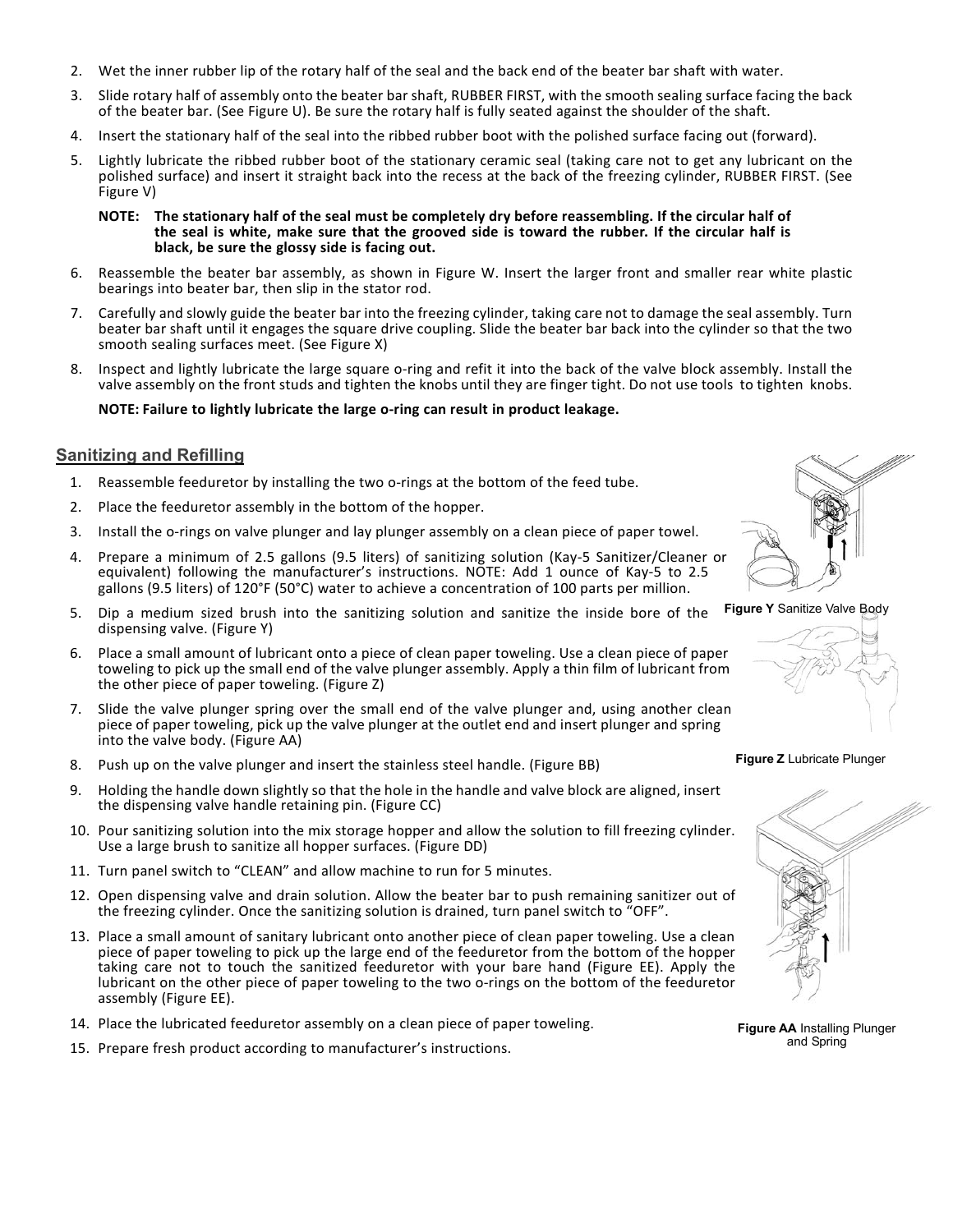2. Wet the inner rubber lip of the rotary half of the seal and the back end of the beater bar shaft with water.
3. Slide rotary half of assembly onto the beater bar shaft, RUBBER FIRST, with the smooth sealing surface facing the back of the beater bar. (See Figure U). Be sure the rotary half is fully seated against the shoulder of the shaft.
4. Insert the stationary half of the seal into the ribbed rubber boot with the polished surface facing out (forward).
5. Lightly lubricate the ribbed rubber boot of the stationary ceramic seal (taking care not to get any lubricant on the polished surface) and insert it straight back into the recess at the back of the freezing cylinder, RUBBER FIRST. (See Figure V)

   **NOTE: The stationary half of the seal must be completely dry before reassembling. If the circular half of the seal is white, make sure that the grooved side is toward the rubber. If the circular half is black, be sure the glossy side is facing out.**

6. Reassemble the beater bar assembly, as shown in Figure W. Insert the larger front and smaller rear white plastic bearings into beater bar, then slip in the stator rod.
7. Carefully and slowly guide the beater bar into the freezing cylinder, taking care not to damage the seal assembly. Turn beater bar shaft until it engages the square drive coupling. Slide the beater bar back into the cylinder so that the two smooth sealing surfaces meet. (See Figure X)
8. Inspect and lightly lubricate the large square o-ring and refit it into the back of the valve block assembly. Install the valve assembly on the front studs and tighten the knobs until they are finger tight. Do not use tools to tighten knobs.

   **NOTE: Failure to lightly lubricate the large o-ring can result in product leakage.**

## Sanitizing and Refilling

1. Reassemble feeduretor by installing the two o-rings at the bottom of the feed tube.
2. Place the feeduretor assembly in the bottom of the hopper.
3. Install the o-rings on valve plunger and lay plunger assembly on a clean piece of paper towel.
4. Prepare a minimum of 2.5 gallons (9.5 liters) of sanitizing solution (Kay-5 Sanitizer/Cleaner or equivalent) following the manufacturer's instructions. NOTE: Add 1 ounce of Kay-5 to 2.5 gallons (9.5 liters) of 120°F (50°C) water to achieve a concentration of 100 parts per million.
5. Dip a medium sized brush into the sanitizing solution and sanitize the inside bore of the dispensing valve. (Figure Y)
6. Place a small amount of lubricant onto a piece of clean paper toweling. Use a clean piece of paper toweling to pick up the small end of the valve plunger assembly. Apply a thin film of lubricant from the other piece of paper toweling. (Figure Z)
7. Slide the valve plunger spring over the small end of the valve plunger and, using another clean piece of paper toweling, pick up the valve plunger at the outlet end and insert plunger and spring into the valve body. (Figure AA)
8. Push up on the valve plunger and insert the stainless steel handle. (Figure BB)
9. Holding the handle down slightly so that the hole in the handle and valve block are aligned, insert the dispensing valve handle retaining pin. (Figure CC)
10. Pour sanitizing solution into the mix storage hopper and allow the solution to fill freezing cylinder. Use a large brush to sanitize all hopper surfaces. (Figure DD)
11. Turn panel switch to "CLEAN" and allow machine to run for 5 minutes.
12. Open dispensing valve and drain solution. Allow the beater bar to push remaining sanitizer out of the freezing cylinder. Once the sanitizing solution is drained, turn panel switch to "OFF".
13. Place a small amount of sanitary lubricant onto another piece of clean paper toweling. Use a clean piece of paper toweling to pick up the large end of the feeduretor from the bottom of the hopper taking care not to touch the sanitized feeduretor with your bare hand (Figure EE). Apply the lubricant on the other piece of paper toweling to the two o-rings on the bottom of the feeduretor assembly (Figure EE).
14. Place the lubricated feeduretor assembly on a clean piece of paper toweling.
15. Prepare fresh product according to manufacturer's instructions.

**Figure Y** Sanitize Valve Body

**Figure Z** Lubricate Plunger

**Figure AA** Installing Plunger and Spring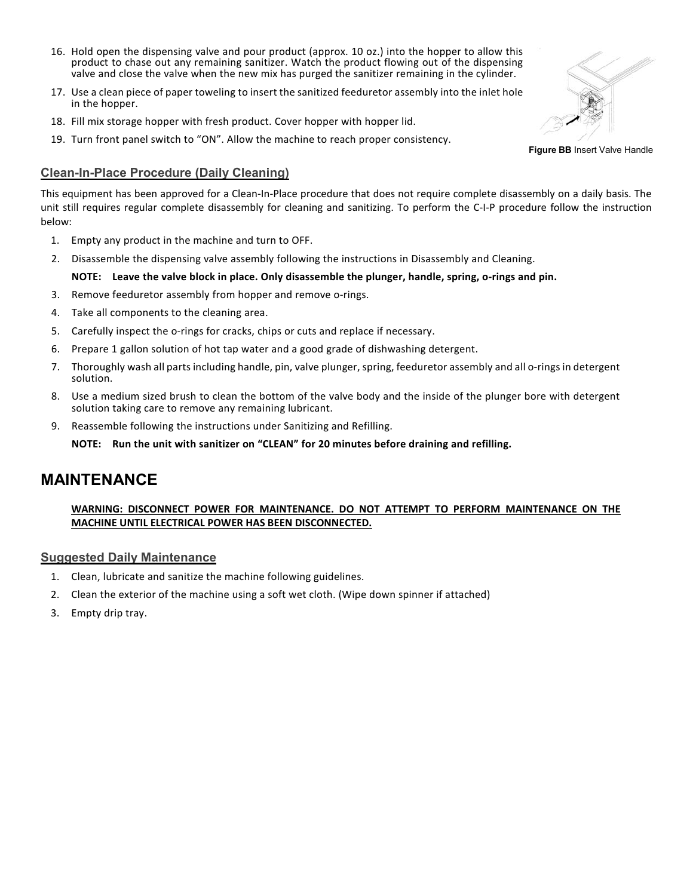16. Hold open the dispensing valve and pour product (approx. 10 oz.) into the hopper to allow this product to chase out any remaining sanitizer. Watch the product flowing out of the dispensing valve and close the valve when the new mix has purged the sanitizer remaining in the cylinder.
17. Use a clean piece of paper toweling to insert the sanitized feeduretor assembly into the inlet hole in the hopper.
18. Fill mix storage hopper with fresh product. Cover hopper with hopper lid.
19. Turn front panel switch to "ON". Allow the machine to reach proper consistency.

**Figure BB** Insert Valve Handle

## Clean-In-Place Procedure (Daily Cleaning)

This equipment has been approved for a Clean-In-Place procedure that does not require complete disassembly on a daily basis. The unit still requires regular complete disassembly for cleaning and sanitizing. To perform the C-I-P procedure follow the instruction below:

1. Empty any product in the machine and turn to OFF.
2. Disassemble the dispensing valve assembly following the instructions in Disassembly and Cleaning.

   **NOTE: Leave the valve block in place. Only disassemble the plunger, handle, spring, o-rings and pin.**

3. Remove feeduretor assembly from hopper and remove o-rings.
4. Take all components to the cleaning area.
5. Carefully inspect the o-rings for cracks, chips or cuts and replace if necessary.
6. Prepare 1 gallon solution of hot tap water and a good grade of dishwashing detergent.
7. Thoroughly wash all parts including handle, pin, valve plunger, spring, feeduretor assembly and all o-rings in detergent solution.
8. Use a medium sized brush to clean the bottom of the valve body and the inside of the plunger bore with detergent solution taking care to remove any remaining lubricant.
9. Reassemble following the instructions under Sanitizing and Refilling.

   **NOTE: Run the unit with sanitizer on "CLEAN" for 20 minutes before draining and refilling.**

# MAINTENANCE

**WARNING: DISCONNECT POWER FOR MAINTENANCE. DO NOT ATTEMPT TO PERFORM MAINTENANCE ON THE MACHINE UNTIL ELECTRICAL POWER HAS BEEN DISCONNECTED.**

## Suggested Daily Maintenance

1. Clean, lubricate and sanitize the machine following guidelines.
2. Clean the exterior of the machine using a soft wet cloth. (Wipe down spinner if attached)
3. Empty drip tray.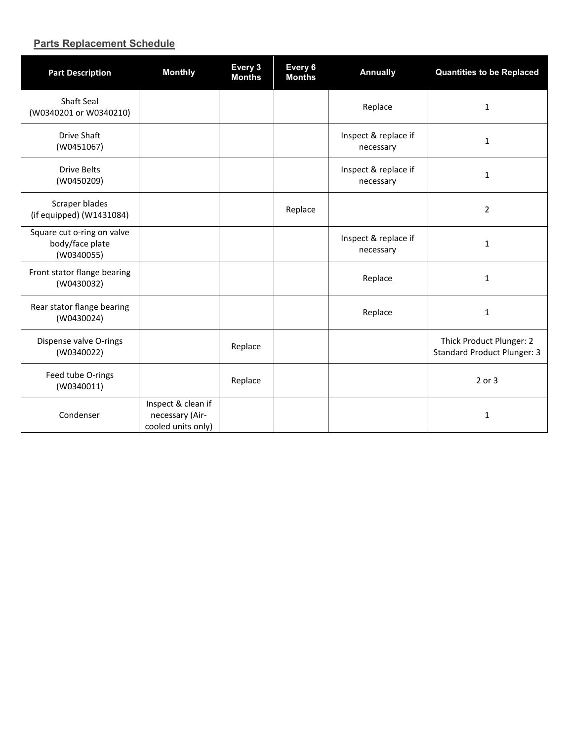## Parts Replacement Schedule

| Part Description | Monthly | Every 3 Months | Every 6 Months | Annually | Quantities to be Replaced |
|---|---|---|---|---|---|
| Shaft Seal (W0340201 or W0340210) | | | | Replace | 1 |
| Drive Shaft (W0451067) | | | | Inspect & replace if necessary | 1 |
| Drive Belts (W0450209) | | | | Inspect & replace if necessary | 1 |
| Scraper blades (if equipped) (W1431084) | | | Replace | | 2 |
| Square cut o-ring on valve body/face plate (W0340055) | | | | Inspect & replace if necessary | 1 |
| Front stator flange bearing (W0430032) | | | | Replace | 1 |
| Rear stator flange bearing (W0430024) | | | | Replace | 1 |
| Dispense valve O-rings (W0340022) | | Replace | | | Thick Product Plunger: 2<br>Standard Product Plunger: 3 |
| Feed tube O-rings (W0340011) | | Replace | | | 2 or 3 |
| Condenser | Inspect & clean if necessary (Air-cooled units only) | | | | 1 |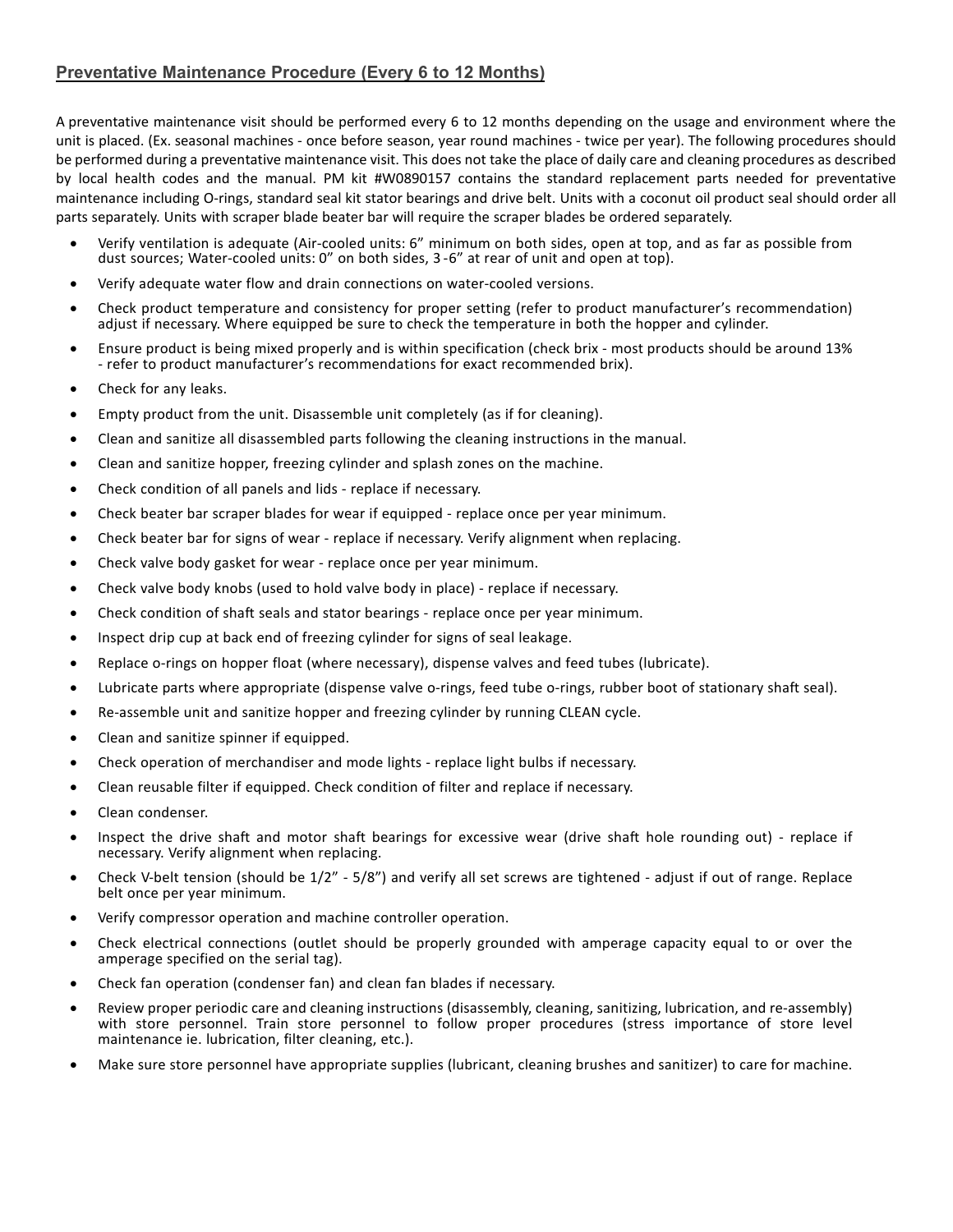## Preventative Maintenance Procedure (Every 6 to 12 Months)

A preventative maintenance visit should be performed every 6 to 12 months depending on the usage and environment where the unit is placed. (Ex. seasonal machines - once before season, year round machines - twice per year). The following procedures should be performed during a preventative maintenance visit. This does not take the place of daily care and cleaning procedures as described by local health codes and the manual. PM kit #W0890157 contains the standard replacement parts needed for preventative maintenance including O-rings, standard seal kit stator bearings and drive belt. Units with a coconut oil product seal should order all parts separately. Units with scraper blade beater bar will require the scraper blades be ordered separately.

- Verify ventilation is adequate (Air-cooled units: 6" minimum on both sides, open at top, and as far as possible from dust sources; Water-cooled units: 0" on both sides, 3-6" at rear of unit and open at top).
- Verify adequate water flow and drain connections on water-cooled versions.
- Check product temperature and consistency for proper setting (refer to product manufacturer's recommendation) adjust if necessary. Where equipped be sure to check the temperature in both the hopper and cylinder.
- Ensure product is being mixed properly and is within specification (check brix - most products should be around 13% - refer to product manufacturer's recommendations for exact recommended brix).
- Check for any leaks.
- Empty product from the unit. Disassemble unit completely (as if for cleaning).
- Clean and sanitize all disassembled parts following the cleaning instructions in the manual.
- Clean and sanitize hopper, freezing cylinder and splash zones on the machine.
- Check condition of all panels and lids - replace if necessary.
- Check beater bar scraper blades for wear if equipped - replace once per year minimum.
- Check beater bar for signs of wear - replace if necessary. Verify alignment when replacing.
- Check valve body gasket for wear - replace once per year minimum.
- Check valve body knobs (used to hold valve body in place) - replace if necessary.
- Check condition of shaft seals and stator bearings - replace once per year minimum.
- Inspect drip cup at back end of freezing cylinder for signs of seal leakage.
- Replace o-rings on hopper float (where necessary), dispense valves and feed tubes (lubricate).
- Lubricate parts where appropriate (dispense valve o-rings, feed tube o-rings, rubber boot of stationary shaft seal).
- Re-assemble unit and sanitize hopper and freezing cylinder by running CLEAN cycle.
- Clean and sanitize spinner if equipped.
- Check operation of merchandiser and mode lights - replace light bulbs if necessary.
- Clean reusable filter if equipped. Check condition of filter and replace if necessary.
- Clean condenser.
- Inspect the drive shaft and motor shaft bearings for excessive wear (drive shaft hole rounding out) - replace if necessary. Verify alignment when replacing.
- Check V-belt tension (should be 1/2" - 5/8") and verify all set screws are tightened - adjust if out of range. Replace belt once per year minimum.
- Verify compressor operation and machine controller operation.
- Check electrical connections (outlet should be properly grounded with amperage capacity equal to or over the amperage specified on the serial tag).
- Check fan operation (condenser fan) and clean fan blades if necessary.
- Review proper periodic care and cleaning instructions (disassembly, cleaning, sanitizing, lubrication, and re-assembly) with store personnel. Train store personnel to follow proper procedures (stress importance of store level maintenance ie. lubrication, filter cleaning, etc.).
- Make sure store personnel have appropriate supplies (lubricant, cleaning brushes and sanitizer) to care for machine.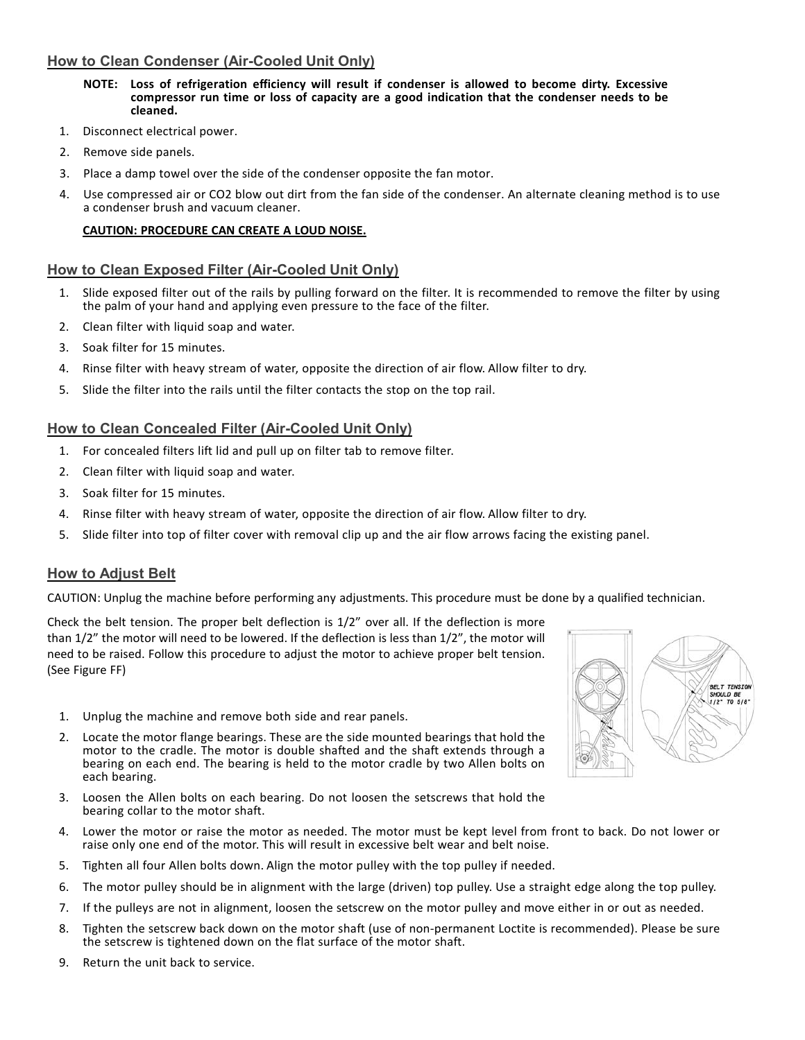## How to Clean Condenser (Air-Cooled Unit Only)

**NOTE: Loss of refrigeration efficiency will result if condenser is allowed to become dirty. Excessive compressor run time or loss of capacity are a good indication that the condenser needs to be cleaned.**

1. Disconnect electrical power.
2. Remove side panels.
3. Place a damp towel over the side of the condenser opposite the fan motor.
4. Use compressed air or CO2 blow out dirt from the fan side of the condenser. An alternate cleaning method is to use a condenser brush and vacuum cleaner.

**CAUTION: PROCEDURE CAN CREATE A LOUD NOISE.**

## How to Clean Exposed Filter (Air-Cooled Unit Only)

1. Slide exposed filter out of the rails by pulling forward on the filter. It is recommended to remove the filter by using the palm of your hand and applying even pressure to the face of the filter.
2. Clean filter with liquid soap and water.
3. Soak filter for 15 minutes.
4. Rinse filter with heavy stream of water, opposite the direction of air flow. Allow filter to dry.
5. Slide the filter into the rails until the filter contacts the stop on the top rail.

## How to Clean Concealed Filter (Air-Cooled Unit Only)

1. For concealed filters lift lid and pull up on filter tab to remove filter.
2. Clean filter with liquid soap and water.
3. Soak filter for 15 minutes.
4. Rinse filter with heavy stream of water, opposite the direction of air flow. Allow filter to dry.
5. Slide filter into top of filter cover with removal clip up and the air flow arrows facing the existing panel.

## How to Adjust Belt

CAUTION: Unplug the machine before performing any adjustments. This procedure must be done by a qualified technician.

Check the belt tension. The proper belt deflection is 1/2" over all. If the deflection is more than 1/2" the motor will need to be lowered. If the deflection is less than 1/2", the motor will need to be raised. Follow this procedure to adjust the motor to achieve proper belt tension. (See Figure FF)

BELT TENSION SHOULD BE 1/2" TO 5/8"

1. Unplug the machine and remove both side and rear panels.
2. Locate the motor flange bearings. These are the side mounted bearings that hold the motor to the cradle. The motor is double shafted and the shaft extends through a bearing on each end. The bearing is held to the motor cradle by two Allen bolts on each bearing.
3. Loosen the Allen bolts on each bearing. Do not loosen the setscrews that hold the bearing collar to the motor shaft.
4. Lower the motor or raise the motor as needed. The motor must be kept level from front to back. Do not lower or raise only one end of the motor. This will result in excessive belt wear and belt noise.
5. Tighten all four Allen bolts down. Align the motor pulley with the top pulley if needed.
6. The motor pulley should be in alignment with the large (driven) top pulley. Use a straight edge along the top pulley.
7. If the pulleys are not in alignment, loosen the setscrew on the motor pulley and move either in or out as needed.
8. Tighten the setscrew back down on the motor shaft (use of non-permanent Loctite is recommended). Please be sure the setscrew is tightened down on the flat surface of the motor shaft.
9. Return the unit back to service.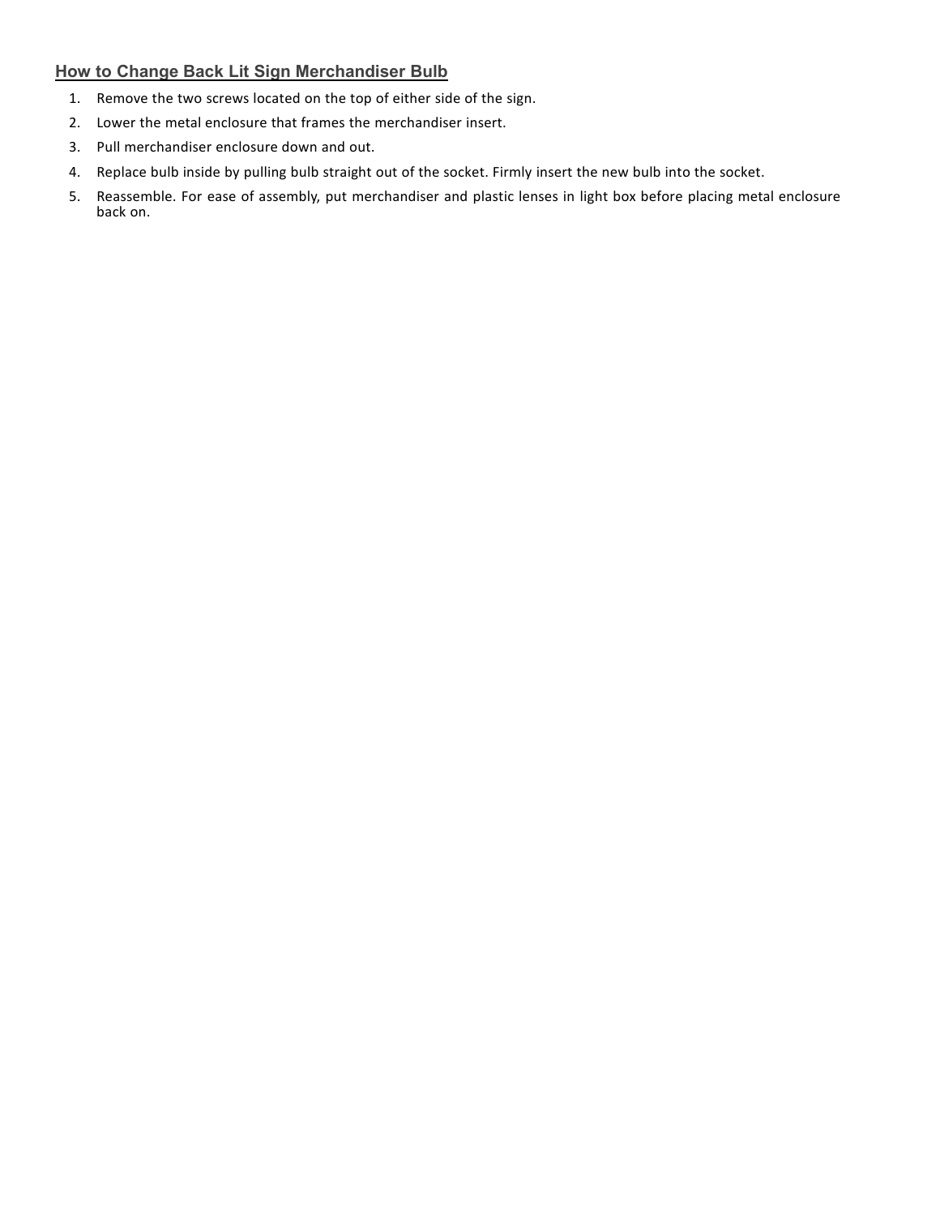## How to Change Back Lit Sign Merchandiser Bulb

1. Remove the two screws located on the top of either side of the sign.
2. Lower the metal enclosure that frames the merchandiser insert.
3. Pull merchandiser enclosure down and out.
4. Replace bulb inside by pulling bulb straight out of the socket. Firmly insert the new bulb into the socket.
5. Reassemble. For ease of assembly, put merchandiser and plastic lenses in light box before placing metal enclosure back on.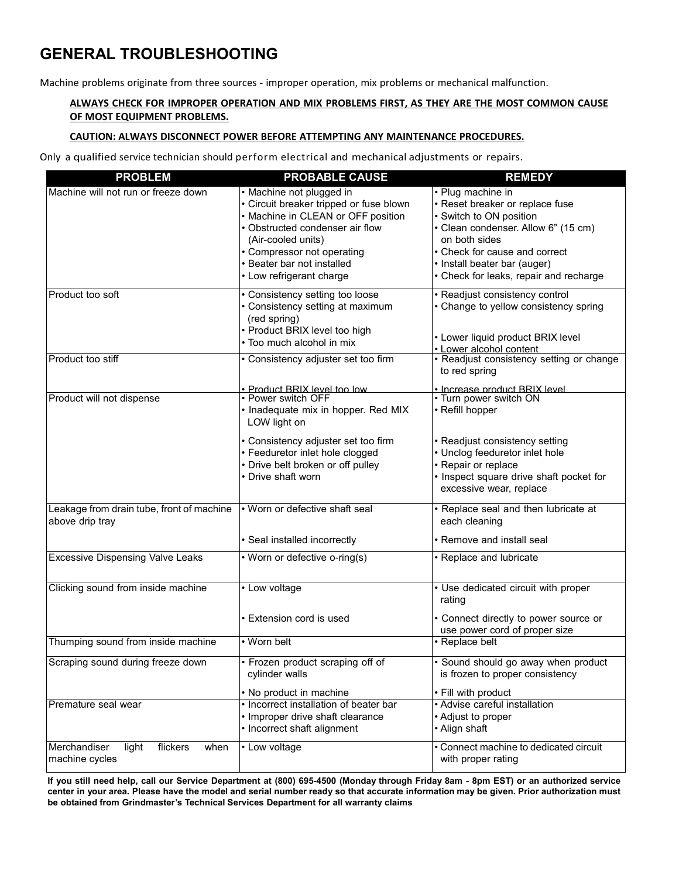# GENERAL TROUBLESHOOTING

Machine problems originate from three sources - improper operation, mix problems or mechanical malfunction.

**ALWAYS CHECK FOR IMPROPER OPERATION AND MIX PROBLEMS FIRST, AS THEY ARE THE MOST COMMON CAUSE OF MOST EQUIPMENT PROBLEMS.**

**CAUTION: ALWAYS DISCONNECT POWER BEFORE ATTEMPTING ANY MAINTENANCE PROCEDURES.**

Only a qualified service technician should perform electrical and mechanical adjustments or repairs.

| PROBLEM | PROBABLE CAUSE | REMEDY |
| --- | --- | --- |
| Machine will not run or freeze down | • Machine not plugged in<br>• Circuit breaker tripped or fuse blown<br>• Machine in CLEAN or OFF position<br>• Obstructed condenser air flow (Air-cooled units)<br>• Compressor not operating<br>• Beater bar not installed<br>• Low refrigerant charge | • Plug machine in<br>• Reset breaker or replace fuse<br>• Switch to ON position<br>• Clean condenser. Allow 6" (15 cm) on both sides<br>• Check for cause and correct<br>• Install beater bar (auger)<br>• Check for leaks, repair and recharge |
| Product too soft | • Consistency setting too loose<br>• Consistency setting at maximum (red spring)<br>• Product BRIX level too high<br>• Too much alcohol in mix | • Readjust consistency control<br>• Change to yellow consistency spring<br>• Lower liquid product BRIX level<br>• Lower alcohol content |
| Product too stiff | • Consistency adjuster set too firm<br>• Product BRIX level too low | • Readjust consistency setting or change to red spring<br>• Increase product BRIX level |
| Product will not dispense | • Power switch OFF<br>• Inadequate mix in hopper. Red MIX LOW light on<br>• Consistency adjuster set too firm<br>• Feeduretor inlet hole clogged<br>• Drive belt broken or off pulley<br>• Drive shaft worn | • Turn power switch ON<br>• Refill hopper<br>• Readjust consistency setting<br>• Unclog feeduretor inlet hole<br>• Repair or replace<br>• Inspect square drive shaft pocket for excessive wear, replace |
| Leakage from drain tube, front of machine above drip tray | • Worn or defective shaft seal<br>• Seal installed incorrectly | • Replace seal and then lubricate at each cleaning<br>• Remove and install seal |
| Excessive Dispensing Valve Leaks | • Worn or defective o-ring(s) | • Replace and lubricate |
| Clicking sound from inside machine | • Low voltage<br>• Extension cord is used | • Use dedicated circuit with proper rating<br>• Connect directly to power source or use power cord of proper size |
| Thumping sound from inside machine | • Worn belt | • Replace belt |
| Scraping sound during freeze down | • Frozen product scraping off of cylinder walls<br>• No product in machine | • Sound should go away when product is frozen to proper consistency<br>• Fill with product |
| Premature seal wear | • Incorrect installation of beater bar<br>• Improper drive shaft clearance<br>• Incorrect shaft alignment | • Advise careful installation<br>• Adjust to proper<br>• Align shaft |
| Merchandiser light flickers when machine cycles | • Low voltage | • Connect machine to dedicated circuit with proper rating |

**If you still need help, call our Service Department at (800) 695-4500 (Monday through Friday 8am - 8pm EST) or an authorized service center in your area. Please have the model and serial number ready so that accurate information may be given. Prior authorization must be obtained from Grindmaster's Technical Services Department for all warranty claims**